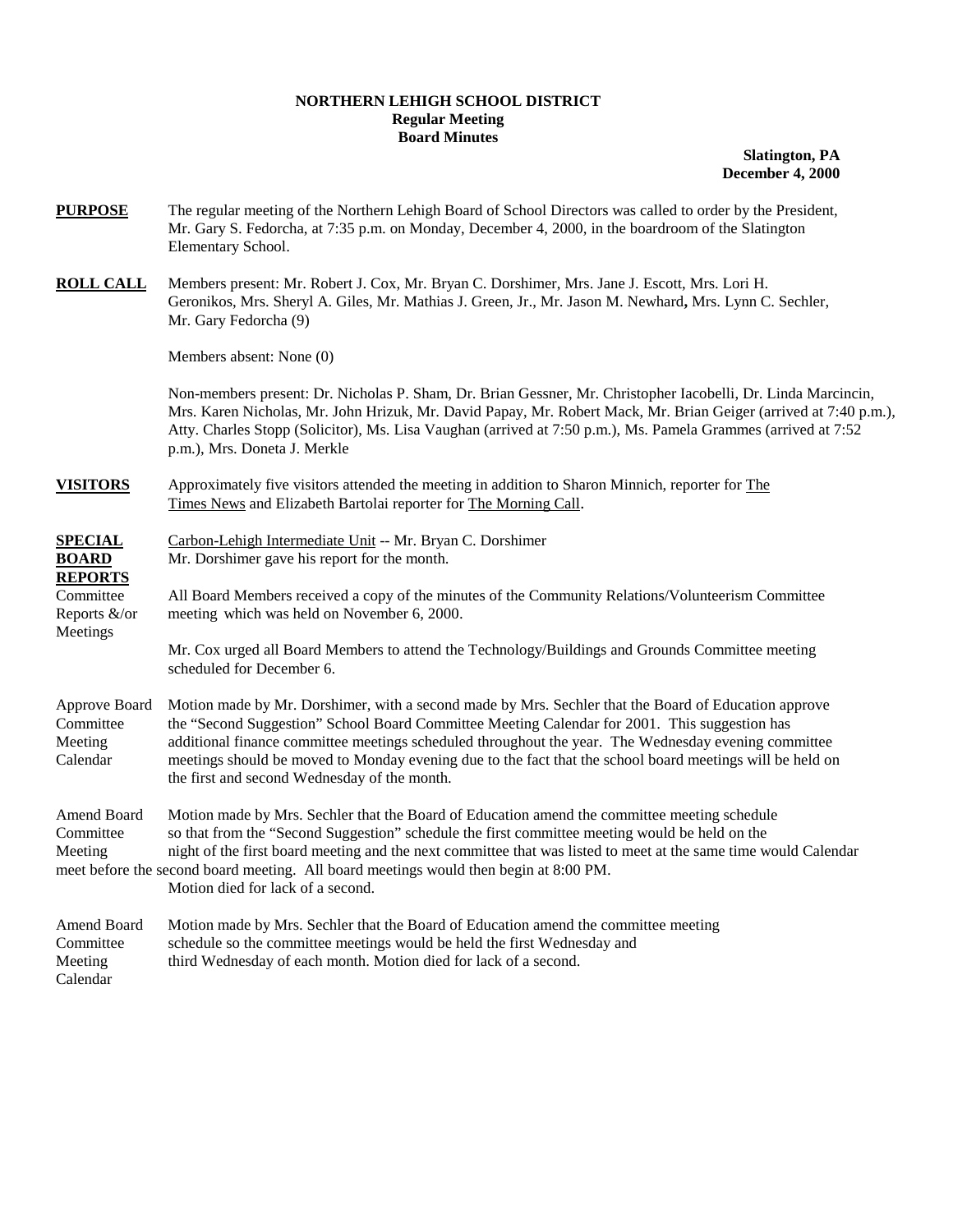**NORTHERN LEHIGH SCHOOL DISTRICT**
**Regular Meeting**
**Board Minutes**

**Slatington, PA**
**December 4, 2000**

**PURPOSE** The regular meeting of the Northern Lehigh Board of School Directors was called to order by the President, Mr. Gary S. Fedorcha, at 7:35 p.m. on Monday, December 4, 2000, in the boardroom of the Slatington Elementary School.

**ROLL CALL** Members present: Mr. Robert J. Cox, Mr. Bryan C. Dorshimer, Mrs. Jane J. Escott, Mrs. Lori H. Geronikos, Mrs. Sheryl A. Giles, Mr. Mathias J. Green, Jr., Mr. Jason M. Newhard**,** Mrs. Lynn C. Sechler, Mr. Gary Fedorcha (9)

Members absent: None (0)

Non-members present: Dr. Nicholas P. Sham, Dr. Brian Gessner, Mr. Christopher Iacobelli, Dr. Linda Marcincin, Mrs. Karen Nicholas, Mr. John Hrizuk, Mr. David Papay, Mr. Robert Mack, Mr. Brian Geiger (arrived at 7:40 p.m.), Atty. Charles Stopp (Solicitor), Ms. Lisa Vaughan (arrived at 7:50 p.m.), Ms. Pamela Grammes (arrived at 7:52 p.m.), Mrs. Doneta J. Merkle

**VISITORS** Approximately five visitors attended the meeting in addition to Sharon Minnich, reporter for The Times News and Elizabeth Bartolai reporter for The Morning Call.

**SPECIAL BOARD REPORTS** Carbon-Lehigh Intermediate Unit -- Mr. Bryan C. Dorshimer
Mr. Dorshimer gave his report for the month.

Committee Reports &/or Meetings — All Board Members received a copy of the minutes of the Community Relations/Volunteerism Committee meeting which was held on November 6, 2000.

Mr. Cox urged all Board Members to attend the Technology/Buildings and Grounds Committee meeting scheduled for December 6.

Approve Board Committee Meeting Calendar — Motion made by Mr. Dorshimer, with a second made by Mrs. Sechler that the Board of Education approve the "Second Suggestion" School Board Committee Meeting Calendar for 2001. This suggestion has additional finance committee meetings scheduled throughout the year. The Wednesday evening committee meetings should be moved to Monday evening due to the fact that the school board meetings will be held on the first and second Wednesday of the month.

Amend Board Committee Meeting Calendar — Motion made by Mrs. Sechler that the Board of Education amend the committee meeting schedule so that from the "Second Suggestion" schedule the first committee meeting would be held on the night of the first board meeting and the next committee that was listed to meet at the same time would meet before the second board meeting. All board meetings would then begin at 8:00 PM.
Motion died for lack of a second.

Amend Board Committee Meeting Calendar — Motion made by Mrs. Sechler that the Board of Education amend the committee meeting schedule so the committee meetings would be held the first Wednesday and third Wednesday of each month. Motion died for lack of a second.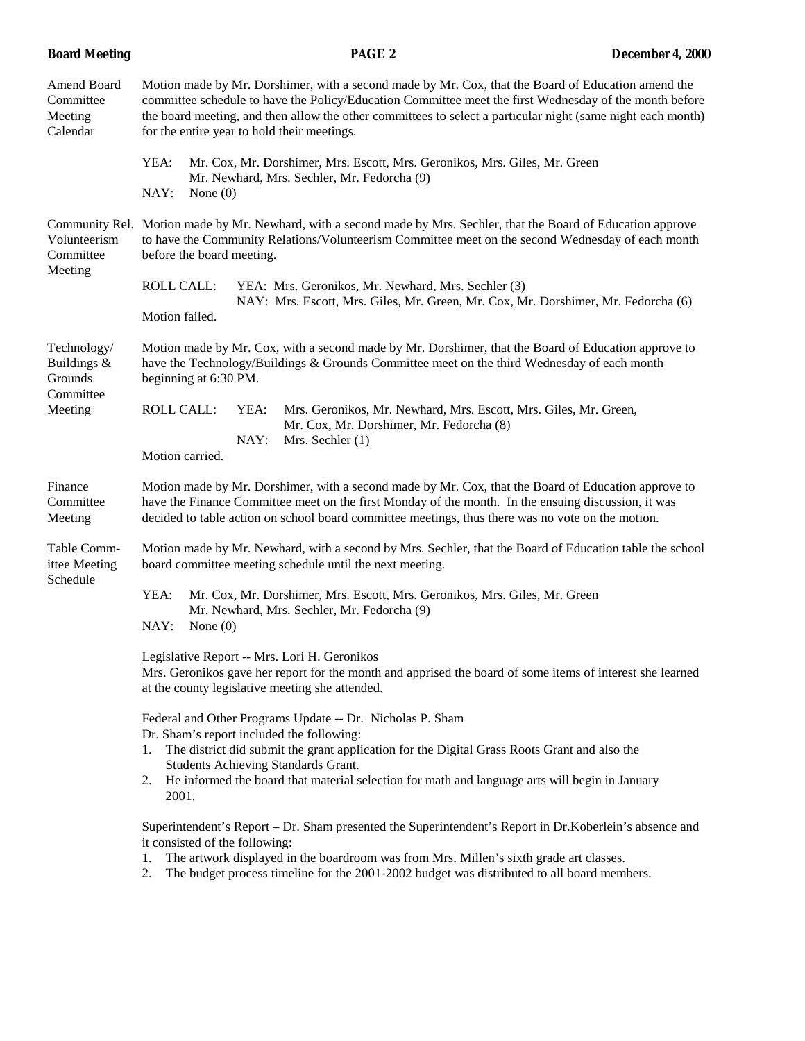**Amend Board Committee Meeting Calendar**

Motion made by Mr. Dorshimer, with a second made by Mr. Cox, that the Board of Education amend the committee schedule to have the Policy/Education Committee meet the first Wednesday of the month before the board meeting, and then allow the other committees to select a particular night (same night each month) for the entire year to hold their meetings.

YEA: Mr. Cox, Mr. Dorshimer, Mrs. Escott, Mrs. Geronikos, Mrs. Giles, Mr. Green Mr. Newhard, Mrs. Sechler, Mr. Fedorcha (9)
NAY: None (0)

**Community Rel. Volunteerism Committee Meeting**

Motion made by Mr. Newhard, with a second made by Mrs. Sechler, that the Board of Education approve to have the Community Relations/Volunteerism Committee meet on the second Wednesday of each month before the board meeting.

ROLL CALL: YEA: Mrs. Geronikos, Mr. Newhard, Mrs. Sechler (3)
NAY: Mrs. Escott, Mrs. Giles, Mr. Green, Mr. Cox, Mr. Dorshimer, Mr. Fedorcha (6)

Motion failed.

**Technology/ Buildings & Grounds Committee Meeting**

Motion made by Mr. Cox, with a second made by Mr. Dorshimer, that the Board of Education approve to have the Technology/Buildings & Grounds Committee meet on the third Wednesday of each month beginning at 6:30 PM.

ROLL CALL: YEA: Mrs. Geronikos, Mr. Newhard, Mrs. Escott, Mrs. Giles, Mr. Green, Mr. Cox, Mr. Dorshimer, Mr. Fedorcha (8)
NAY: Mrs. Sechler (1)

Motion carried.

**Finance Committee Meeting**

Motion made by Mr. Dorshimer, with a second made by Mr. Cox, that the Board of Education approve to have the Finance Committee meet on the first Monday of the month. In the ensuing discussion, it was decided to table action on school board committee meetings, thus there was no vote on the motion.

**Table Committee Meeting Schedule**

Motion made by Mr. Newhard, with a second by Mrs. Sechler, that the Board of Education table the school board committee meeting schedule until the next meeting.

YEA: Mr. Cox, Mr. Dorshimer, Mrs. Escott, Mrs. Geronikos, Mrs. Giles, Mr. Green Mr. Newhard, Mrs. Sechler, Mr. Fedorcha (9)
NAY: None (0)

Legislative Report -- Mrs. Lori H. Geronikos

Mrs. Geronikos gave her report for the month and apprised the board of some items of interest she learned at the county legislative meeting she attended.

Federal and Other Programs Update -- Dr. Nicholas P. Sham

Dr. Sham's report included the following:

1. The district did submit the grant application for the Digital Grass Roots Grant and also the Students Achieving Standards Grant.
2. He informed the board that material selection for math and language arts will begin in January 2001.

Superintendent's Report – Dr. Sham presented the Superintendent's Report in Dr.Koberlein's absence and it consisted of the following:

1. The artwork displayed in the boardroom was from Mrs. Millen's sixth grade art classes.
2. The budget process timeline for the 2001-2002 budget was distributed to all board members.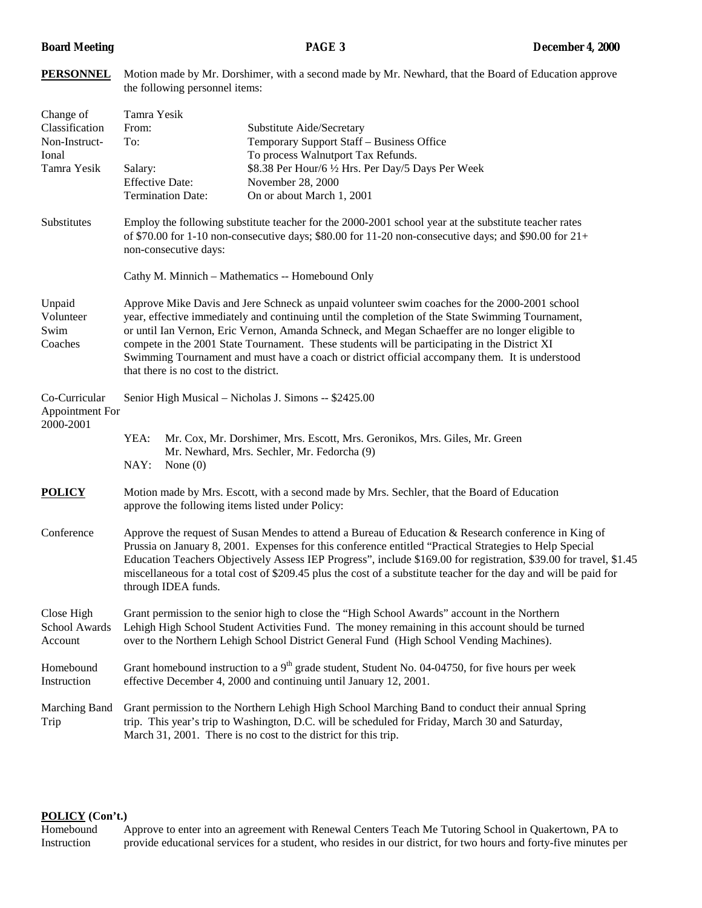**PERSONNEL** Motion made by Mr. Dorshimer, with a second made by Mr. Newhard, that the Board of Education approve the following personnel items:

Change of Classification Non-Instructional Tamra Yesik

| | | |
|---|---|---|
| Tamra Yesik | | |
| From: | Substitute Aide/Secretary | |
| To: | Temporary Support Staff – Business Office | |
| | To process Walnutport Tax Refunds. | |
| Salary: | \$8.38 Per Hour/6 ½ Hrs. Per Day/5 Days Per Week | |
| Effective Date: | November 28, 2000 | |
| Termination Date: | On or about March 1, 2001 | |

Substitutes

Employ the following substitute teacher for the 2000-2001 school year at the substitute teacher rates of \$70.00 for 1-10 non-consecutive days; \$80.00 for 11-20 non-consecutive days; and \$90.00 for 21+ non-consecutive days:

Cathy M. Minnich – Mathematics -- Homebound Only

Unpaid Volunteer Swim Coaches

Approve Mike Davis and Jere Schneck as unpaid volunteer swim coaches for the 2000-2001 school year, effective immediately and continuing until the completion of the State Swimming Tournament, or until Ian Vernon, Eric Vernon, Amanda Schneck, and Megan Schaeffer are no longer eligible to compete in the 2001 State Tournament. These students will be participating in the District XI Swimming Tournament and must have a coach or district official accompany them. It is understood that there is no cost to the district.

Co-Curricular Appointment For 2000-2001

Senior High Musical – Nicholas J. Simons -- \$2425.00

YEA: Mr. Cox, Mr. Dorshimer, Mrs. Escott, Mrs. Geronikos, Mrs. Giles, Mr. Green Mr. Newhard, Mrs. Sechler, Mr. Fedorcha (9)
NAY: None (0)

**POLICY** Motion made by Mrs. Escott, with a second made by Mrs. Sechler, that the Board of Education approve the following items listed under Policy:

Conference

Approve the request of Susan Mendes to attend a Bureau of Education & Research conference in King of Prussia on January 8, 2001. Expenses for this conference entitled "Practical Strategies to Help Special Education Teachers Objectively Assess IEP Progress", include \$169.00 for registration, \$39.00 for travel, \$1.45 miscellaneous for a total cost of \$209.45 plus the cost of a substitute teacher for the day and will be paid for through IDEA funds.

Close High School Awards Account

Grant permission to the senior high to close the "High School Awards" account in the Northern Lehigh High School Student Activities Fund. The money remaining in this account should be turned over to the Northern Lehigh School District General Fund (High School Vending Machines).

Homebound Instruction

Grant homebound instruction to a 9th grade student, Student No. 04-04750, for five hours per week effective December 4, 2000 and continuing until January 12, 2001.

Marching Band Trip

Grant permission to the Northern Lehigh High School Marching Band to conduct their annual Spring trip. This year's trip to Washington, D.C. will be scheduled for Friday, March 30 and Saturday, March 31, 2001. There is no cost to the district for this trip.

**POLICY (Con't.)**

Homebound Instruction

Approve to enter into an agreement with Renewal Centers Teach Me Tutoring School in Quakertown, PA to provide educational services for a student, who resides in our district, for two hours and forty-five minutes per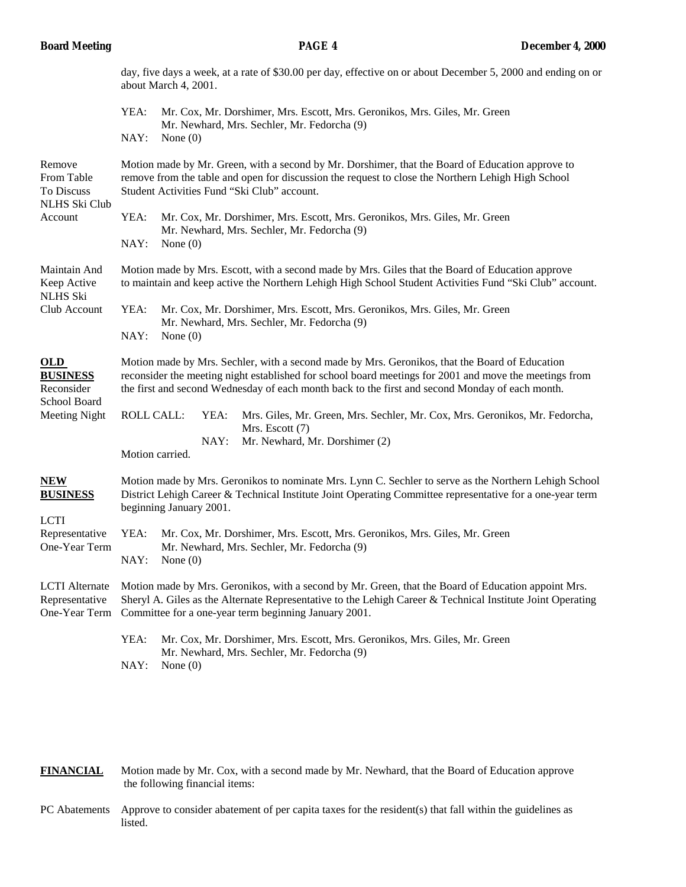day, five days a week, at a rate of $30.00 per day, effective on or about December 5, 2000 and ending on or about March 4, 2001.

YEA: Mr. Cox, Mr. Dorshimer, Mrs. Escott, Mrs. Geronikos, Mrs. Giles, Mr. Green Mr. Newhard, Mrs. Sechler, Mr. Fedorcha (9)
NAY: None (0)

**Remove From Table To Discuss NLHS Ski Club Account**

Motion made by Mr. Green, with a second by Mr. Dorshimer, that the Board of Education approve to remove from the table and open for discussion the request to close the Northern Lehigh High School Student Activities Fund "Ski Club" account.

YEA: Mr. Cox, Mr. Dorshimer, Mrs. Escott, Mrs. Geronikos, Mrs. Giles, Mr. Green Mr. Newhard, Mrs. Sechler, Mr. Fedorcha (9)
NAY: None (0)

**Maintain And Keep Active NLHS Ski Club Account**

Motion made by Mrs. Escott, with a second made by Mrs. Giles that the Board of Education approve to maintain and keep active the Northern Lehigh High School Student Activities Fund "Ski Club" account.

YEA: Mr. Cox, Mr. Dorshimer, Mrs. Escott, Mrs. Geronikos, Mrs. Giles, Mr. Green Mr. Newhard, Mrs. Sechler, Mr. Fedorcha (9)
NAY: None (0)

## OLD BUSINESS

**Reconsider School Board Meeting Night**

Motion made by Mrs. Sechler, with a second made by Mrs. Geronikos, that the Board of Education reconsider the meeting night established for school board meetings for 2001 and move the meetings from the first and second Wednesday of each month back to the first and second Monday of each month.

ROLL CALL: YEA: Mrs. Giles, Mr. Green, Mrs. Sechler, Mr. Cox, Mrs. Geronikos, Mr. Fedorcha, Mrs. Escott (7)
NAY: Mr. Newhard, Mr. Dorshimer (2)

Motion carried.

## NEW BUSINESS

**LCTI Representative One-Year Term**

Motion made by Mrs. Geronikos to nominate Mrs. Lynn C. Sechler to serve as the Northern Lehigh School District Lehigh Career & Technical Institute Joint Operating Committee representative for a one-year term beginning January 2001.

YEA: Mr. Cox, Mr. Dorshimer, Mrs. Escott, Mrs. Geronikos, Mrs. Giles, Mr. Green Mr. Newhard, Mrs. Sechler, Mr. Fedorcha (9)
NAY: None (0)

**LCTI Alternate Representative One-Year Term**

Motion made by Mrs. Geronikos, with a second by Mr. Green, that the Board of Education appoint Mrs. Sheryl A. Giles as the Alternate Representative to the Lehigh Career & Technical Institute Joint Operating Committee for a one-year term beginning January 2001.

YEA: Mr. Cox, Mr. Dorshimer, Mrs. Escott, Mrs. Geronikos, Mrs. Giles, Mr. Green Mr. Newhard, Mrs. Sechler, Mr. Fedorcha (9)
NAY: None (0)

## FINANCIAL

Motion made by Mr. Cox, with a second made by Mr. Newhard, that the Board of Education approve the following financial items:

**PC Abatements**

Approve to consider abatement of per capita taxes for the resident(s) that fall within the guidelines as listed.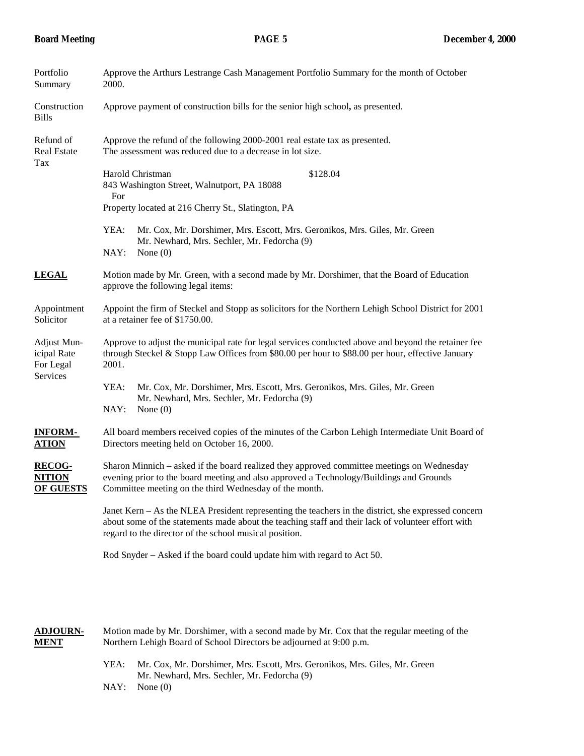Portfolio Summary

Approve the Arthurs Lestrange Cash Management Portfolio Summary for the month of October 2000.

Construction Bills

Approve payment of construction bills for the senior high school**,** as presented.

Refund of Real Estate Tax

Approve the refund of the following 2000-2001 real estate tax as presented. The assessment was reduced due to a decrease in lot size.

Harold Christman $128.04
843 Washington Street, Walnutport, PA 18088
For
Property located at 216 Cherry St., Slatington, PA

YEA: Mr. Cox, Mr. Dorshimer, Mrs. Escott, Mrs. Geronikos, Mrs. Giles, Mr. Green Mr. Newhard, Mrs. Sechler, Mr. Fedorcha (9)
NAY: None (0)

**LEGAL**

Motion made by Mr. Green, with a second made by Mr. Dorshimer, that the Board of Education approve the following legal items:

Appointment Solicitor

Appoint the firm of Steckel and Stopp as solicitors for the Northern Lehigh School District for 2001 at a retainer fee of $1750.00.

Adjust Municipal Rate For Legal Services

Approve to adjust the municipal rate for legal services conducted above and beyond the retainer fee through Steckel & Stopp Law Offices from $80.00 per hour to $88.00 per hour, effective January 2001.

YEA: Mr. Cox, Mr. Dorshimer, Mrs. Escott, Mrs. Geronikos, Mrs. Giles, Mr. Green Mr. Newhard, Mrs. Sechler, Mr. Fedorcha (9)
NAY: None (0)

**INFORMATION**

All board members received copies of the minutes of the Carbon Lehigh Intermediate Unit Board of Directors meeting held on October 16, 2000.

**RECOGNITION OF GUESTS**

Sharon Minnich – asked if the board realized they approved committee meetings on Wednesday evening prior to the board meeting and also approved a Technology/Buildings and Grounds Committee meeting on the third Wednesday of the month.

Janet Kern – As the NLEA President representing the teachers in the district, she expressed concern about some of the statements made about the teaching staff and their lack of volunteer effort with regard to the director of the school musical position.

Rod Snyder – Asked if the board could update him with regard to Act 50.

**ADJOURNMENT**

Motion made by Mr. Dorshimer, with a second made by Mr. Cox that the regular meeting of the Northern Lehigh Board of School Directors be adjourned at 9:00 p.m.

YEA: Mr. Cox, Mr. Dorshimer, Mrs. Escott, Mrs. Geronikos, Mrs. Giles, Mr. Green Mr. Newhard, Mrs. Sechler, Mr. Fedorcha (9)
NAY: None (0)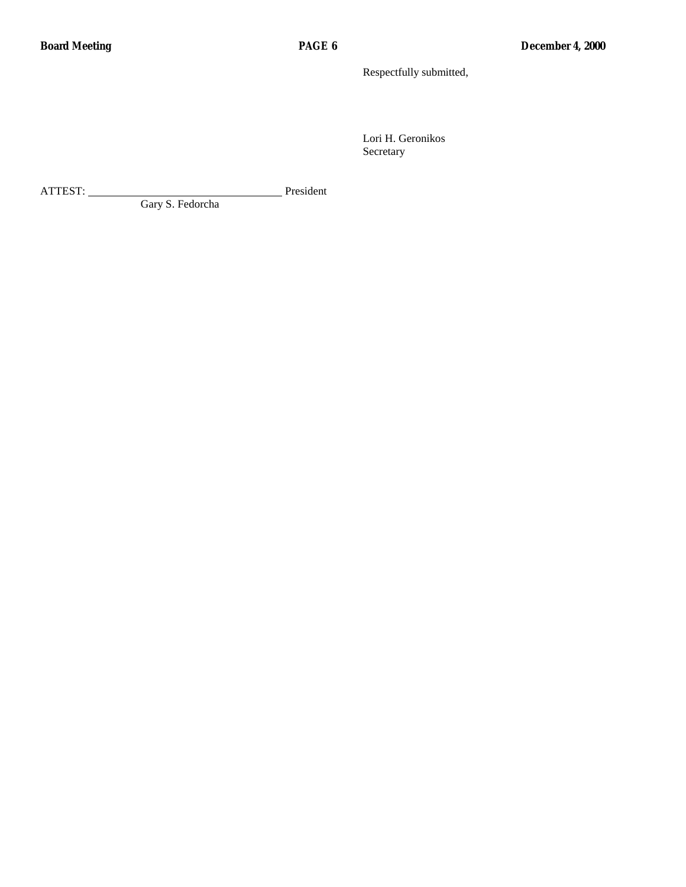Respectfully submitted,

Lori H. Geronikos
Secretary

ATTEST: ______________________________ President
Gary S. Fedorcha